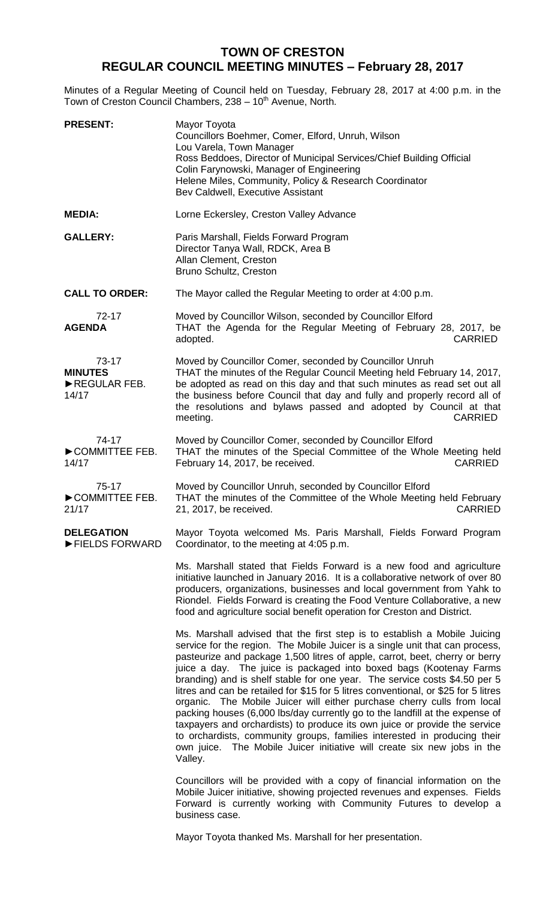# TOWN OF CRESTON
## REGULAR COUNCIL MEETING MINUTES – February 28, 2017

Minutes of a Regular Meeting of Council held on Tuesday, February 28, 2017 at 4:00 p.m. in the Town of Creston Council Chambers, 238 – 10th Avenue, North.

**PRESENT:** Mayor Toyota
Councillors Boehmer, Comer, Elford, Unruh, Wilson
Lou Varela, Town Manager
Ross Beddoes, Director of Municipal Services/Chief Building Official
Colin Farynowski, Manager of Engineering
Helene Miles, Community, Policy & Research Coordinator
Bev Caldwell, Executive Assistant

**MEDIA:** Lorne Eckersley, Creston Valley Advance

**GALLERY:** Paris Marshall, Fields Forward Program
Director Tanya Wall, RDCK, Area B
Allan Clement, Creston
Bruno Schultz, Creston

**CALL TO ORDER:** The Mayor called the Regular Meeting to order at 4:00 p.m.

72-17
**AGENDA**

Moved by Councillor Wilson, seconded by Councillor Elford
THAT the Agenda for the Regular Meeting of February 28, 2017, be adopted. CARRIED

73-17
**MINUTES**
►REGULAR FEB. 14/17

Moved by Councillor Comer, seconded by Councillor Unruh
THAT the minutes of the Regular Council Meeting held February 14, 2017, be adopted as read on this day and that such minutes as read set out all the business before Council that day and fully and properly record all of the resolutions and bylaws passed and adopted by Council at that meeting. CARRIED

74-17
►COMMITTEE FEB. 14/17

Moved by Councillor Comer, seconded by Councillor Elford
THAT the minutes of the Special Committee of the Whole Meeting held February 14, 2017, be received. CARRIED

75-17
►COMMITTEE FEB. 21/17

Moved by Councillor Unruh, seconded by Councillor Elford
THAT the minutes of the Committee of the Whole Meeting held February 21, 2017, be received. CARRIED

**DELEGATION**
►FIELDS FORWARD

Mayor Toyota welcomed Ms. Paris Marshall, Fields Forward Program Coordinator, to the meeting at 4:05 p.m.

Ms. Marshall stated that Fields Forward is a new food and agriculture initiative launched in January 2016. It is a collaborative network of over 80 producers, organizations, businesses and local government from Yahk to Riondel. Fields Forward is creating the Food Venture Collaborative, a new food and agriculture social benefit operation for Creston and District.

Ms. Marshall advised that the first step is to establish a Mobile Juicing service for the region. The Mobile Juicer is a single unit that can process, pasteurize and package 1,500 litres of apple, carrot, beet, cherry or berry juice a day. The juice is packaged into boxed bags (Kootenay Farms branding) and is shelf stable for one year. The service costs $4.50 per 5 litres and can be retailed for $15 for 5 litres conventional, or $25 for 5 litres organic. The Mobile Juicer will either purchase cherry culls from local packing houses (6,000 lbs/day currently go to the landfill at the expense of taxpayers and orchardists) to produce its own juice or provide the service to orchardists, community groups, families interested in producing their own juice. The Mobile Juicer initiative will create six new jobs in the Valley.

Councillors will be provided with a copy of financial information on the Mobile Juicer initiative, showing projected revenues and expenses. Fields Forward is currently working with Community Futures to develop a business case.

Mayor Toyota thanked Ms. Marshall for her presentation.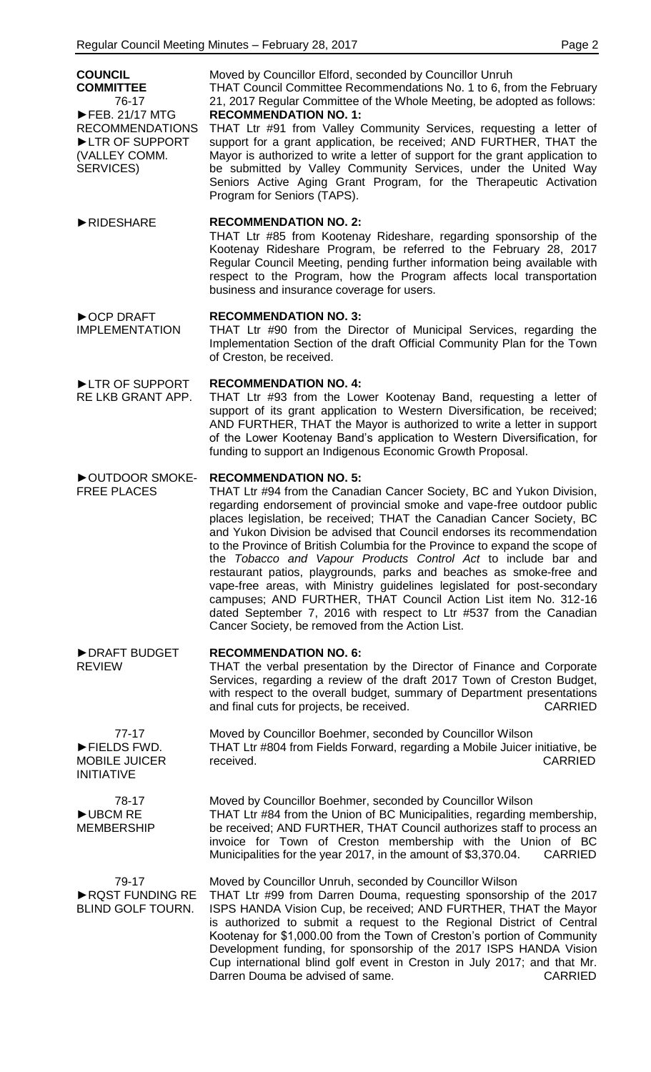**COUNCIL COMMITTEE**
76-17
►FEB. 21/17 MTG RECOMMENDATIONS
►LTR OF SUPPORT (VALLEY COMM. SERVICES)

Moved by Councillor Elford, seconded by Councillor Unruh
THAT Council Committee Recommendations No. 1 to 6, from the February 21, 2017 Regular Committee of the Whole Meeting, be adopted as follows:

**RECOMMENDATION NO. 1:**
THAT Ltr #91 from Valley Community Services, requesting a letter of support for a grant application, be received; AND FURTHER, THAT the Mayor is authorized to write a letter of support for the grant application to be submitted by Valley Community Services, under the United Way Seniors Active Aging Grant Program, for the Therapeutic Activation Program for Seniors (TAPS).

►RIDESHARE

**RECOMMENDATION NO. 2:**
THAT Ltr #85 from Kootenay Rideshare, regarding sponsorship of the Kootenay Rideshare Program, be referred to the February 28, 2017 Regular Council Meeting, pending further information being available with respect to the Program, how the Program affects local transportation business and insurance coverage for users.

►OCP DRAFT IMPLEMENTATION

**RECOMMENDATION NO. 3:**
THAT Ltr #90 from the Director of Municipal Services, regarding the Implementation Section of the draft Official Community Plan for the Town of Creston, be received.

►LTR OF SUPPORT RE LKB GRANT APP.

**RECOMMENDATION NO. 4:**
THAT Ltr #93 from the Lower Kootenay Band, requesting a letter of support of its grant application to Western Diversification, be received; AND FURTHER, THAT the Mayor is authorized to write a letter in support of the Lower Kootenay Band's application to Western Diversification, for funding to support an Indigenous Economic Growth Proposal.

►OUTDOOR SMOKE-FREE PLACES

**RECOMMENDATION NO. 5:**
THAT Ltr #94 from the Canadian Cancer Society, BC and Yukon Division, regarding endorsement of provincial smoke and vape-free outdoor public places legislation, be received; THAT the Canadian Cancer Society, BC and Yukon Division be advised that Council endorses its recommendation to the Province of British Columbia for the Province to expand the scope of the *Tobacco and Vapour Products Control Act* to include bar and restaurant patios, playgrounds, parks and beaches as smoke-free and vape-free areas, with Ministry guidelines legislated for post-secondary campuses; AND FURTHER, THAT Council Action List item No. 312-16 dated September 7, 2016 with respect to Ltr #537 from the Canadian Cancer Society, be removed from the Action List.

►DRAFT BUDGET REVIEW

**RECOMMENDATION NO. 6:**
THAT the verbal presentation by the Director of Finance and Corporate Services, regarding a review of the draft 2017 Town of Creston Budget, with respect to the overall budget, summary of Department presentations and final cuts for projects, be received. CARRIED

77-17
►FIELDS FWD. MOBILE JUICER INITIATIVE

Moved by Councillor Boehmer, seconded by Councillor Wilson
THAT Ltr #804 from Fields Forward, regarding a Mobile Juicer initiative, be received. CARRIED

78-17
►UBCM RE MEMBERSHIP

Moved by Councillor Boehmer, seconded by Councillor Wilson
THAT Ltr #84 from the Union of BC Municipalities, regarding membership, be received; AND FURTHER, THAT Council authorizes staff to process an invoice for Town of Creston membership with the Union of BC Municipalities for the year 2017, in the amount of $3,370.04. CARRIED

79-17
►RQST FUNDING RE BLIND GOLF TOURN.

Moved by Councillor Unruh, seconded by Councillor Wilson
THAT Ltr #99 from Darren Douma, requesting sponsorship of the 2017 ISPS HANDA Vision Cup, be received; AND FURTHER, THAT the Mayor is authorized to submit a request to the Regional District of Central Kootenay for $1,000.00 from the Town of Creston's portion of Community Development funding, for sponsorship of the 2017 ISPS HANDA Vision Cup international blind golf event in Creston in July 2017; and that Mr. Darren Douma be advised of same. CARRIED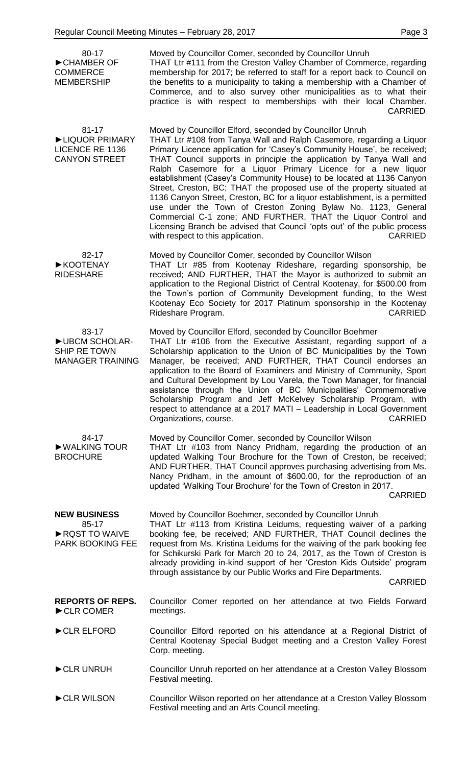**80-17**
►**CHAMBER OF COMMERCE MEMBERSHIP**

Moved by Councillor Comer, seconded by Councillor Unruh
THAT Ltr #111 from the Creston Valley Chamber of Commerce, regarding membership for 2017; be referred to staff for a report back to Council on the benefits to a municipality to taking a membership with a Chamber of Commerce, and to also survey other municipalities as to what their practice is with respect to memberships with their local Chamber.
CARRIED

**81-17**
►**LIQUOR PRIMARY LICENCE RE 1136 CANYON STREET**

Moved by Councillor Elford, seconded by Councillor Unruh
THAT Ltr #108 from Tanya Wall and Ralph Casemore, regarding a Liquor Primary Licence application for 'Casey's Community House', be received; THAT Council supports in principle the application by Tanya Wall and Ralph Casemore for a Liquor Primary Licence for a new liquor establishment (Casey's Community House) to be located at 1136 Canyon Street, Creston, BC; THAT the proposed use of the property situated at 1136 Canyon Street, Creston, BC for a liquor establishment, is a permitted use under the Town of Creston Zoning Bylaw No. 1123, General Commercial C-1 zone; AND FURTHER, THAT the Liquor Control and Licensing Branch be advised that Council 'opts out' of the public process with respect to this application.
CARRIED

**82-17**
►**KOOTENAY RIDESHARE**

Moved by Councillor Comer, seconded by Councillor Wilson
THAT Ltr #85 from Kootenay Rideshare, regarding sponsorship, be received; AND FURTHER, THAT the Mayor is authorized to submit an application to the Regional District of Central Kootenay, for $500.00 from the Town's portion of Community Development funding, to the West Kootenay Eco Society for 2017 Platinum sponsorship in the Kootenay Rideshare Program.
CARRIED

**83-17**
►**UBCM SCHOLARSHIP RE TOWN MANAGER TRAINING**

Moved by Councillor Elford, seconded by Councillor Boehmer
THAT Ltr #106 from the Executive Assistant, regarding support of a Scholarship application to the Union of BC Municipalities by the Town Manager, be received; AND FURTHER, THAT Council endorses an application to the Board of Examiners and Ministry of Community, Sport and Cultural Development by Lou Varela, the Town Manager, for financial assistance through the Union of BC Municipalities' Commemorative Scholarship Program and Jeff McKelvey Scholarship Program, with respect to attendance at a 2017 MATI – Leadership in Local Government Organizations, course.
CARRIED

**84-17**
►**WALKING TOUR BROCHURE**

Moved by Councillor Comer, seconded by Councillor Wilson
THAT Ltr #103 from Nancy Pridham, regarding the production of an updated Walking Tour Brochure for the Town of Creston, be received; AND FURTHER, THAT Council approves purchasing advertising from Ms. Nancy Pridham, in the amount of $600.00, for the reproduction of an updated 'Walking Tour Brochure' for the Town of Creston in 2017.
CARRIED

## NEW BUSINESS

**85-17**
►**RQST TO WAIVE PARK BOOKING FEE**

Moved by Councillor Boehmer, seconded by Councillor Unruh
THAT Ltr #113 from Kristina Leidums, requesting waiver of a parking booking fee, be received; AND FURTHER, THAT Council declines the request from Ms. Kristina Leidums for the waiving of the park booking fee for Schikurski Park for March 20 to 24, 2017, as the Town of Creston is already providing in-kind support of her 'Creston Kids Outside' program through assistance by our Public Works and Fire Departments.
CARRIED

## REPORTS OF REPS.

►**CLR COMER**
Councillor Comer reported on her attendance at two Fields Forward meetings.

►**CLR ELFORD**
Councillor Elford reported on his attendance at a Regional District of Central Kootenay Special Budget meeting and a Creston Valley Forest Corp. meeting.

►**CLR UNRUH**
Councillor Unruh reported on her attendance at a Creston Valley Blossom Festival meeting.

►**CLR WILSON**
Councillor Wilson reported on her attendance at a Creston Valley Blossom Festival meeting and an Arts Council meeting.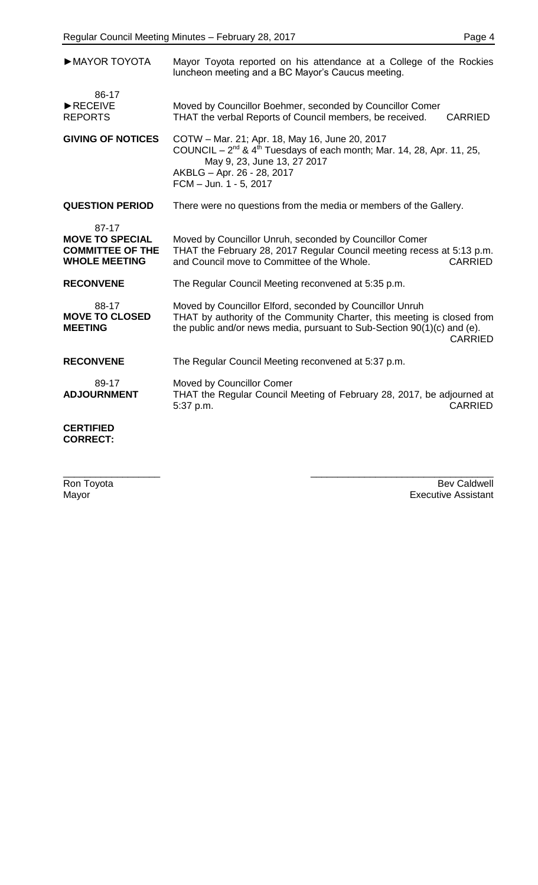| | |
|---|---|
| ►MAYOR TOYOTA | Mayor Toyota reported on his attendance at a College of the Rockies luncheon meeting and a BC Mayor's Caucus meeting. |
| 86-17<br>►RECEIVE REPORTS | Moved by Councillor Boehmer, seconded by Councillor Comer<br>THAT the verbal Reports of Council members, be received. CARRIED |
| **GIVING OF NOTICES** | COTW – Mar. 21; Apr. 18, May 16, June 20, 2017<br>COUNCIL – 2nd & 4th Tuesdays of each month; Mar. 14, 28, Apr. 11, 25, May 9, 23, June 13, 27 2017<br>AKBLG – Apr. 26 - 28, 2017<br>FCM – Jun. 1 - 5, 2017 |
| **QUESTION PERIOD** | There were no questions from the media or members of the Gallery. |
| 87-17<br>**MOVE TO SPECIAL COMMITTEE OF THE WHOLE MEETING** | Moved by Councillor Unruh, seconded by Councillor Comer<br>THAT the February 28, 2017 Regular Council meeting recess at 5:13 p.m. and Council move to Committee of the Whole. CARRIED |
| **RECONVENE** | The Regular Council Meeting reconvened at 5:35 p.m. |
| 88-17<br>**MOVE TO CLOSED MEETING** | Moved by Councillor Elford, seconded by Councillor Unruh<br>THAT by authority of the Community Charter, this meeting is closed from the public and/or news media, pursuant to Sub-Section 90(1)(c) and (e). CARRIED |
| **RECONVENE** | The Regular Council Meeting reconvened at 5:37 p.m. |
| 89-17<br>**ADJOURNMENT** | Moved by Councillor Comer<br>THAT the Regular Council Meeting of February 28, 2017, be adjourned at 5:37 p.m. CARRIED |

**CERTIFIED CORRECT:**

| | |
|---|---|
| \_\_\_\_\_\_\_\_\_\_\_\_\_\_\_\_\_\_ | \_\_\_\_\_\_\_\_\_\_\_\_\_\_\_\_\_\_\_\_\_\_\_\_\_\_\_\_\_\_\_\_\_\_ |
| Ron Toyota<br>Mayor | Bev Caldwell<br>Executive Assistant |